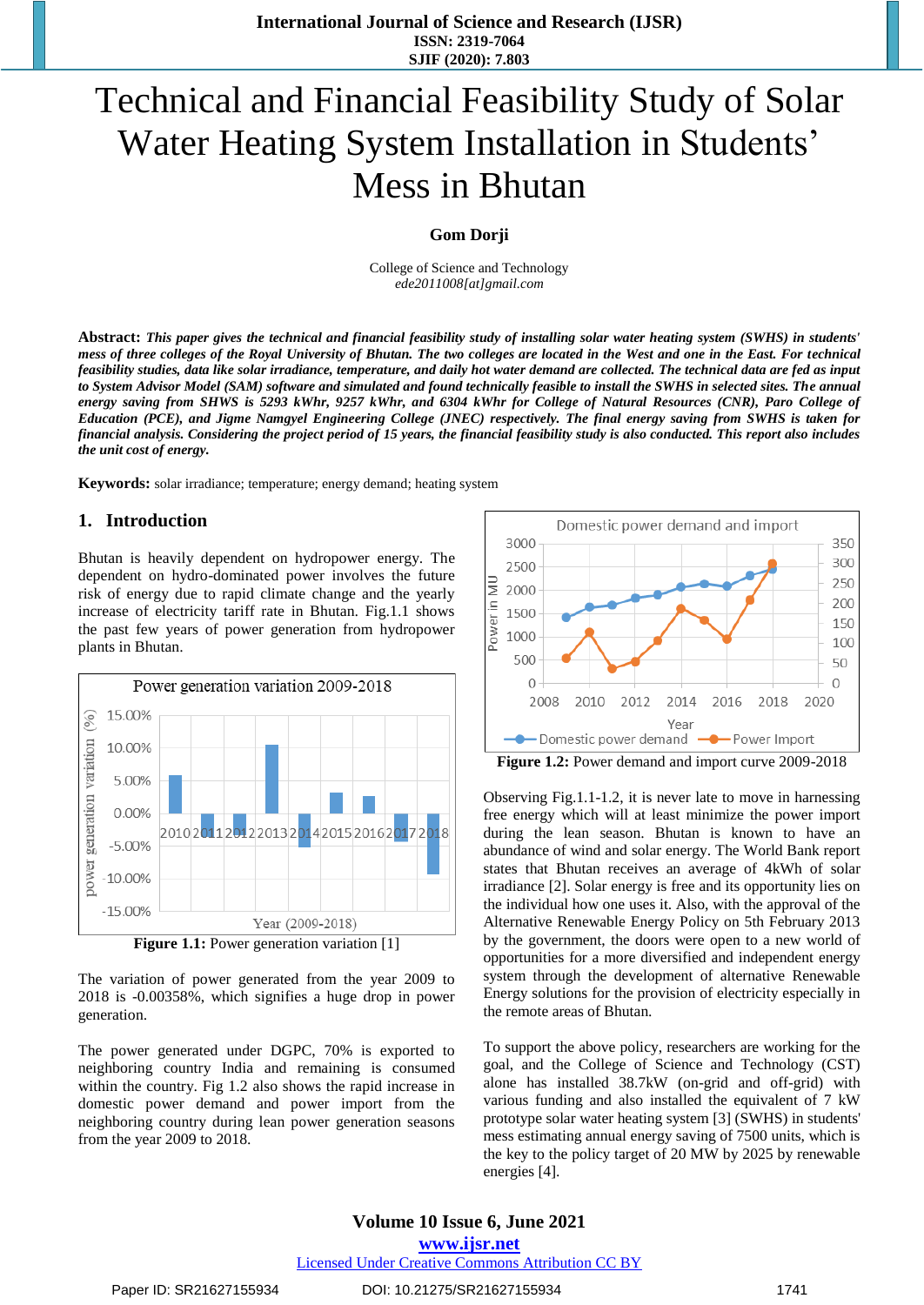# Technical and Financial Feasibility Study of Solar Water Heating System Installation in Students' Mess in Bhutan

**Gom Dorji**

College of Science and Technology
*ede2011008[at]gmail.com*

**Abstract:** ***This paper gives the technical and financial feasibility study of installing solar water heating system (SWHS) in students' mess of three colleges of the Royal University of Bhutan. The two colleges are located in the West and one in the East. For technical feasibility studies, data like solar irradiance, temperature, and daily hot water demand are collected. The technical data are fed as input to System Advisor Model (SAM) software and simulated and found technically feasible to install the SWHS in selected sites. The annual energy saving from SHWS is 5293 kWhr, 9257 kWhr, and 6304 kWhr for College of Natural Resources (CNR), Paro College of Education (PCE), and Jigme Namgyel Engineering College (JNEC) respectively. The final energy saving from SWHS is taken for financial analysis. Considering the project period of 15 years, the financial feasibility study is also conducted. This report also includes the unit cost of energy.***

**Keywords:** solar irradiance; temperature; energy demand; heating system

## 1. Introduction

Bhutan is heavily dependent on hydropower energy. The dependent on hydro-dominated power involves the future risk of energy due to rapid climate change and the yearly increase of electricity tariff rate in Bhutan. Fig.1.1 shows the past few years of power generation from hydropower plants in Bhutan.

**Figure 1.1:** Power generation variation [1]

The variation of power generated from the year 2009 to 2018 is -0.00358%, which signifies a huge drop in power generation.

The power generated under DGPC, 70% is exported to neighboring country India and remaining is consumed within the country. Fig 1.2 also shows the rapid increase in domestic power demand and power import from the neighboring country during lean power generation seasons from the year 2009 to 2018.

**Figure 1.2:** Power demand and import curve 2009-2018

Observing Fig.1.1-1.2, it is never late to move in harnessing free energy which will at least minimize the power import during the lean season. Bhutan is known to have an abundance of wind and solar energy. The World Bank report states that Bhutan receives an average of 4kWh of solar irradiance [2]. Solar energy is free and its opportunity lies on the individual how one uses it. Also, with the approval of the Alternative Renewable Energy Policy on 5th February 2013 by the government, the doors were open to a new world of opportunities for a more diversified and independent energy system through the development of alternative Renewable Energy solutions for the provision of electricity especially in the remote areas of Bhutan.

To support the above policy, researchers are working for the goal, and the College of Science and Technology (CST) alone has installed 38.7kW (on-grid and off-grid) with various funding and also installed the equivalent of 7 kW prototype solar water heating system [3] (SWHS) in students' mess estimating annual energy saving of 7500 units, which is the key to the policy target of 20 MW by 2025 by renewable energies [4].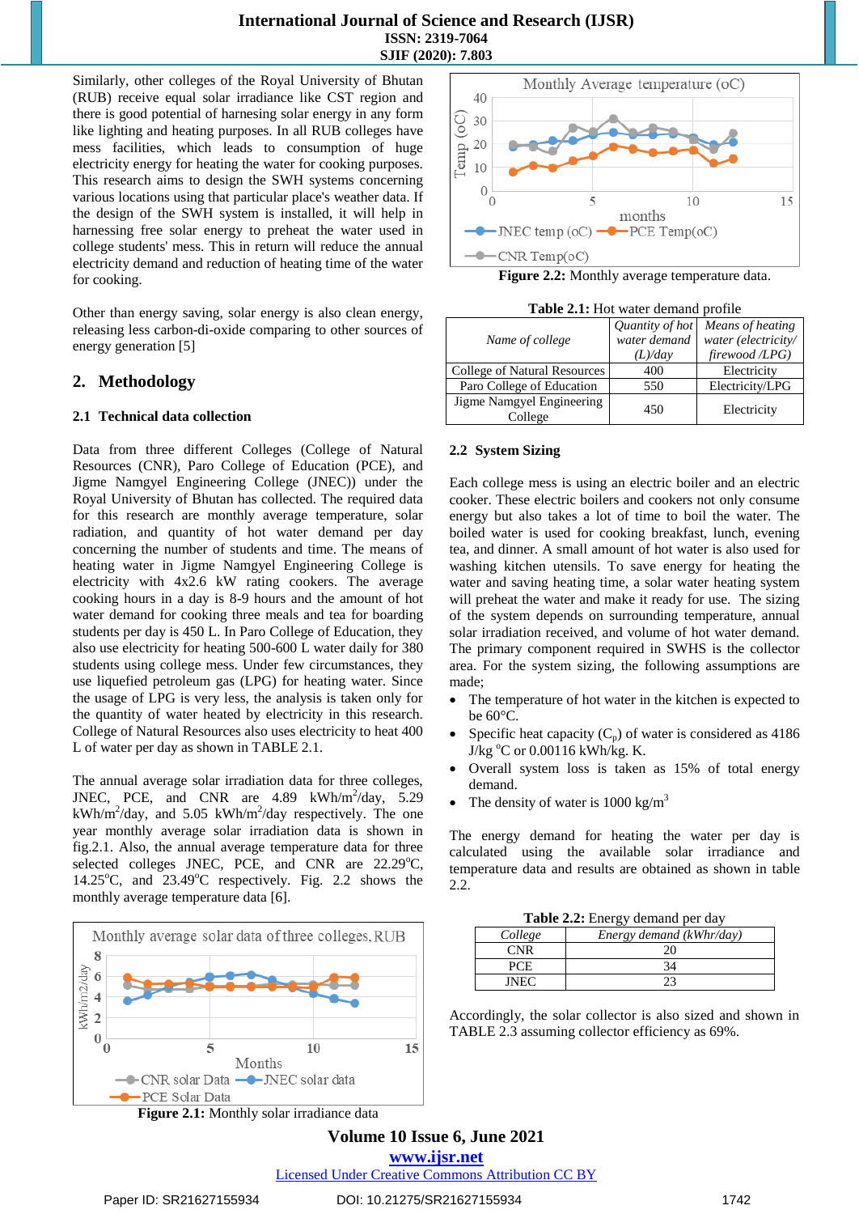Similarly, other colleges of the Royal University of Bhutan (RUB) receive equal solar irradiance like CST region and there is good potential of harnesing solar energy in any form like lighting and heating purposes. In all RUB colleges have mess facilities, which leads to consumption of huge electricity energy for heating the water for cooking purposes. This research aims to design the SWH systems concerning various locations using that particular place's weather data. If the design of the SWH system is installed, it will help in harnessing free solar energy to preheat the water used in college students' mess. This in return will reduce the annual electricity demand and reduction of heating time of the water for cooking.

Other than energy saving, solar energy is also clean energy, releasing less carbon-di-oxide comparing to other sources of energy generation [5]

## 2. Methodology

### 2.1 Technical data collection

Data from three different Colleges (College of Natural Resources (CNR), Paro College of Education (PCE), and Jigme Namgyel Engineering College (JNEC)) under the Royal University of Bhutan has collected. The required data for this research are monthly average temperature, solar radiation, and quantity of hot water demand per day concerning the number of students and time. The means of heating water in Jigme Namgyel Engineering College is electricity with 4x2.6 kW rating cookers. The average cooking hours in a day is 8-9 hours and the amount of hot water demand for cooking three meals and tea for boarding students per day is 450 L. In Paro College of Education, they also use electricity for heating 500-600 L water daily for 380 students using college mess. Under few circumstances, they use liquefied petroleum gas (LPG) for heating water. Since the usage of LPG is very less, the analysis is taken only for the quantity of water heated by electricity in this research. College of Natural Resources also uses electricity to heat 400 L of water per day as shown in TABLE 2.1.

The annual average solar irradiation data for three colleges, JNEC, PCE, and CNR are 4.89 kWh/m$^2$/day, 5.29 kWh/m$^2$/day, and 5.05 kWh/m$^2$/day respectively. The one year monthly average solar irradiation data is shown in fig.2.1. Also, the annual average temperature data for three selected colleges JNEC, PCE, and CNR are 22.29$^o$C, 14.25$^o$C, and 23.49$^o$C respectively. Fig. 2.2 shows the monthly average temperature data [6].

**Figure 2.1:** Monthly solar irradiance data

**Figure 2.2:** Monthly average temperature data.

**Table 2.1:** Hot water demand profile

| *Name of college* | *Quantity of hot water demand (L)/day* | *Means of heating water (electricity/ firewood /LPG)* |
|---|---|---|
| College of Natural Resources | 400 | Electricity |
| Paro College of Education | 550 | Electricity/LPG |
| Jigme Namgyel Engineering College | 450 | Electricity |

### 2.2 System Sizing

Each college mess is using an electric boiler and an electric cooker. These electric boilers and cookers not only consume energy but also takes a lot of time to boil the water. The boiled water is used for cooking breakfast, lunch, evening tea, and dinner. A small amount of hot water is also used for washing kitchen utensils. To save energy for heating the water and saving heating time, a solar water heating system will preheat the water and make it ready for use. The sizing of the system depends on surrounding temperature, annual solar irradiation received, and volume of hot water demand. The primary component required in SWHS is the collector area. For the system sizing, the following assumptions are made;

- The temperature of hot water in the kitchen is expected to be 60°C.
- Specific heat capacity ($C_p$) of water is considered as 4186 J/kg $^o$C or 0.00116 kWh/kg. K.
- Overall system loss is taken as 15% of total energy demand.
- The density of water is 1000 kg/m$^3$

The energy demand for heating the water per day is calculated using the available solar irradiance and temperature data and results are obtained as shown in table 2.2.

**Table 2.2:** Energy demand per day

| *College* | *Energy demand (kWhr/day)* |
|---|---|
| CNR | 20 |
| PCE | 34 |
| JNEC | 23 |

Accordingly, the solar collector is also sized and shown in TABLE 2.3 assuming collector efficiency as 69%.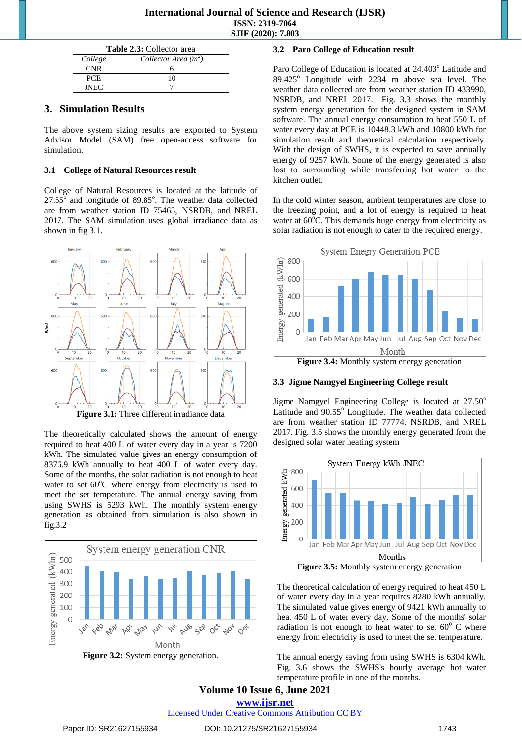**Table 2.3:** Collector area

| *College* | *Collector Area ($m^2$)* |
|---|---|
| CNR | 6 |
| PCE | 10 |
| JNEC | 7 |

## 3. Simulation Results

The above system sizing results are exported to System Advisor Model (SAM) free open-access software for simulation.

### 3.1 College of Natural Resources result

College of Natural Resources is located at the latitude of 27.55° and longitude of 89.85°. The weather data collected are from weather station ID 75465, NSRDB, and NREL 2017. The SAM simulation uses global irradiance data as shown in fig 3.1.

**Figure 3.1:** Three different irradiance data

The theoretically calculated shows the amount of energy required to heat 400 L of water every day in a year is 7200 kWh. The simulated value gives an energy consumption of 8376.9 kWh annually to heat 400 L of water every day. Some of the months, the solar radiation is not enough to heat water to set 60°C where energy from electricity is used to meet the set temperature. The annual energy saving from using SWHS is 5293 kWh. The monthly system energy generation as obtained from simulation is also shown in fig.3.2

**Figure 3.2:** System energy generation.

### 3.2 Paro College of Education result

Paro College of Education is located at 24.403° Latitude and 89.425° Longitude with 2234 m above sea level. The weather data collected are from weather station ID 433990, NSRDB, and NREL 2017. Fig. 3.3 shows the monthly system energy generation for the designed system in SAM software. The annual energy consumption to heat 550 L of water every day at PCE is 10448.3 kWh and 10800 kWh for simulation result and theoretical calculation respectively. With the design of SWHS, it is expected to save annually energy of 9257 kWh. Some of the energy generated is also lost to surrounding while transferring hot water to the kitchen outlet.

In the cold winter season, ambient temperatures are close to the freezing point, and a lot of energy is required to heat water at 60°C. This demands huge energy from electricity as solar radiation is not enough to cater to the required energy.

**Figure 3.4:** Monthly system energy generation

### 3.3 Jigme Namgyel Engineering College result

Jigme Namgyel Engineering College is located at 27.50° Latitude and 90.55° Longitude. The weather data collected are from weather station ID 77774, NSRDB, and NREL 2017. Fig. 3.5 shows the monthly energy generated from the designed solar water heating system

**Figure 3.5:** Monthly system energy generation

The theoretical calculation of energy required to heat 450 L of water every day in a year requires 8280 kWh annually. The simulated value gives energy of 9421 kWh annually to heat 450 L of water every day. Some of the months' solar radiation is not enough to heat water to set 60° C where energy from electricity is used to meet the set temperature.

The annual energy saving from using SWHS is 6304 kWh. Fig. 3.6 shows the SWHS's hourly average hot water temperature profile in one of the months.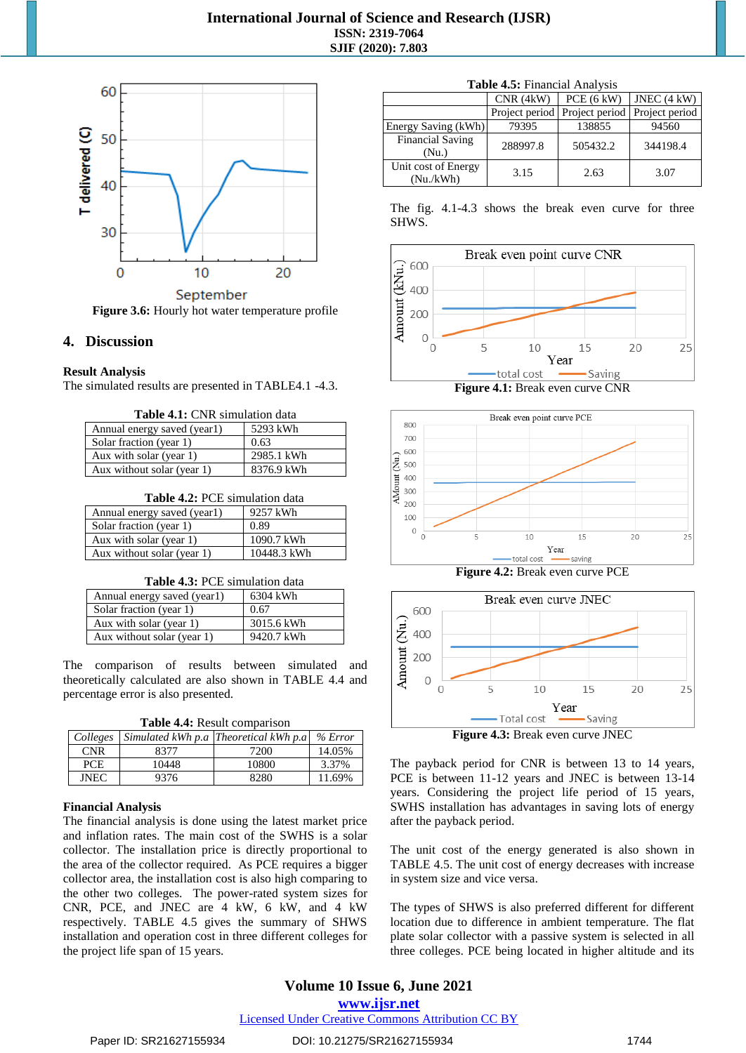Figure 3.6: Hourly hot water temperature profile

## 4. Discussion

**Result Analysis**

The simulated results are presented in TABLE4.1 -4.3.

**Table 4.1:** CNR simulation data

| | |
|---|---|
| Annual energy saved (year1) | 5293 kWh |
| Solar fraction (year 1) | 0.63 |
| Aux with solar (year 1) | 2985.1 kWh |
| Aux without solar (year 1) | 8376.9 kWh |

**Table 4.2:** PCE simulation data

| | |
|---|---|
| Annual energy saved (year1) | 9257 kWh |
| Solar fraction (year 1) | 0.89 |
| Aux with solar (year 1) | 1090.7 kWh |
| Aux without solar (year 1) | 10448.3 kWh |

**Table 4.3:** PCE simulation data

| | |
|---|---|
| Annual energy saved (year1) | 6304 kWh |
| Solar fraction (year 1) | 0.67 |
| Aux with solar (year 1) | 3015.6 kWh |
| Aux without solar (year 1) | 9420.7 kWh |

The comparison of results between simulated and theoretically calculated are also shown in TABLE 4.4 and percentage error is also presented.

**Table 4.4:** Result comparison

| *Colleges* | *Simulated kWh p.a* | *Theoretical kWh p.a* | *% Error* |
|---|---|---|---|
| CNR | 8377 | 7200 | 14.05% |
| PCE | 10448 | 10800 | 3.37% |
| JNEC | 9376 | 8280 | 11.69% |

**Financial Analysis**

The financial analysis is done using the latest market price and inflation rates. The main cost of the SWHS is a solar collector. The installation price is directly proportional to the area of the collector required. As PCE requires a bigger collector area, the installation cost is also high comparing to the other two colleges. The power-rated system sizes for CNR, PCE, and JNEC are 4 kW, 6 kW, and 4 kW respectively. TABLE 4.5 gives the summary of SWHS installation and operation cost in three different colleges for the project life span of 15 years.

**Table 4.5:** Financial Analysis

| | CNR (4kW) | PCE (6 kW) | JNEC (4 kW) |
|---|---|---|---|
| | Project period | Project period | Project period |
| Energy Saving (kWh) | 79395 | 138855 | 94560 |
| Financial Saving (Nu.) | 288997.8 | 505432.2 | 344198.4 |
| Unit cost of Energy (Nu./kWh) | 3.15 | 2.63 | 3.07 |

The fig. 4.1-4.3 shows the break even curve for three SHWS.

**Figure 4.1:** Break even curve CNR

**Figure 4.2:** Break even curve PCE

**Figure 4.3:** Break even curve JNEC

The payback period for CNR is between 13 to 14 years, PCE is between 11-12 years and JNEC is between 13-14 years. Considering the project life period of 15 years, SWHS installation has advantages in saving lots of energy after the payback period.

The unit cost of the energy generated is also shown in TABLE 4.5. The unit cost of energy decreases with increase in system size and vice versa.

The types of SHWS is also preferred different for different location due to difference in ambient temperature. The flat plate solar collector with a passive system is selected in all three colleges. PCE being located in higher altitude and its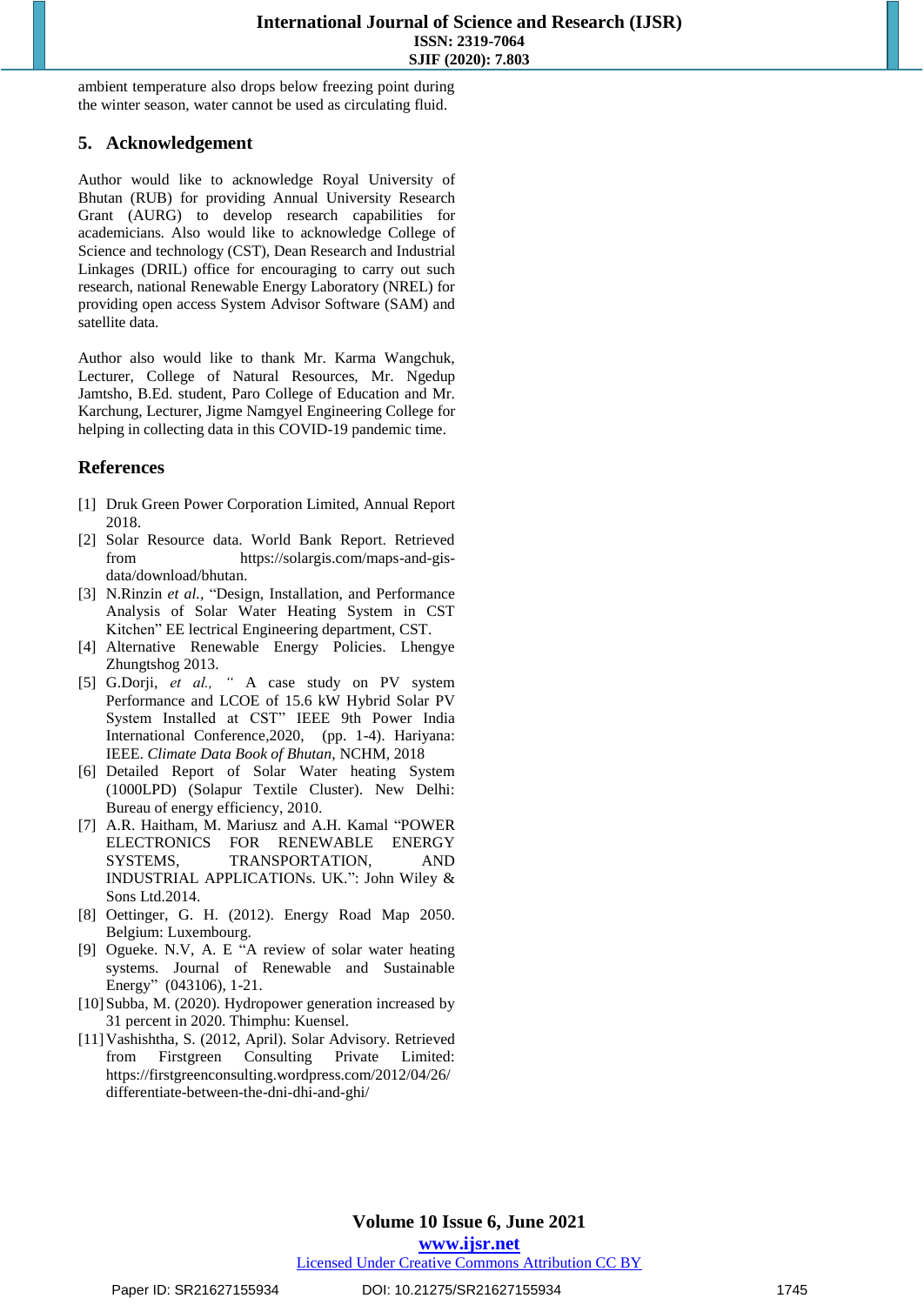ambient temperature also drops below freezing point during the winter season, water cannot be used as circulating fluid.

## 5. Acknowledgement

Author would like to acknowledge Royal University of Bhutan (RUB) for providing Annual University Research Grant (AURG) to develop research capabilities for academicians. Also would like to acknowledge College of Science and technology (CST), Dean Research and Industrial Linkages (DRIL) office for encouraging to carry out such research, national Renewable Energy Laboratory (NREL) for providing open access System Advisor Software (SAM) and satellite data.

Author also would like to thank Mr. Karma Wangchuk, Lecturer, College of Natural Resources, Mr. Ngedup Jamtsho, B.Ed. student, Paro College of Education and Mr. Karchung, Lecturer, Jigme Namgyel Engineering College for helping in collecting data in this COVID-19 pandemic time.

## References

[1] Druk Green Power Corporation Limited, Annual Report 2018.

[2] Solar Resource data. World Bank Report. Retrieved from https://solargis.com/maps-and-gis-data/download/bhutan.

[3] N.Rinzin *et al.,* "Design, Installation, and Performance Analysis of Solar Water Heating System in CST Kitchen" EE lectrical Engineering department, CST.

[4] Alternative Renewable Energy Policies. Lhengye Zhungtshog 2013.

[5] G.Dorji, *et al.,* " A case study on PV system Performance and LCOE of 15.6 kW Hybrid Solar PV System Installed at CST" IEEE 9th Power India International Conference,2020, (pp. 1-4). Hariyana: IEEE. *Climate Data Book of Bhutan,* NCHM, 2018

[6] Detailed Report of Solar Water heating System (1000LPD) (Solapur Textile Cluster). New Delhi: Bureau of energy efficiency, 2010.

[7] A.R. Haitham, M. Mariusz and A.H. Kamal "POWER ELECTRONICS FOR RENEWABLE ENERGY SYSTEMS, TRANSPORTATION, AND INDUSTRIAL APPLICATIONs. UK.": John Wiley & Sons Ltd.2014.

[8] Oettinger, G. H. (2012). Energy Road Map 2050. Belgium: Luxembourg.

[9] Ogueke. N.V, A. E "A review of solar water heating systems. Journal of Renewable and Sustainable Energy" (043106), 1-21.

[10] Subba, M. (2020). Hydropower generation increased by 31 percent in 2020. Thimphu: Kuensel.

[11] Vashishtha, S. (2012, April). Solar Advisory. Retrieved from Firstgreen Consulting Private Limited: https://firstgreenconsulting.wordpress.com/2012/04/26/differentiate-between-the-dni-dhi-and-ghi/